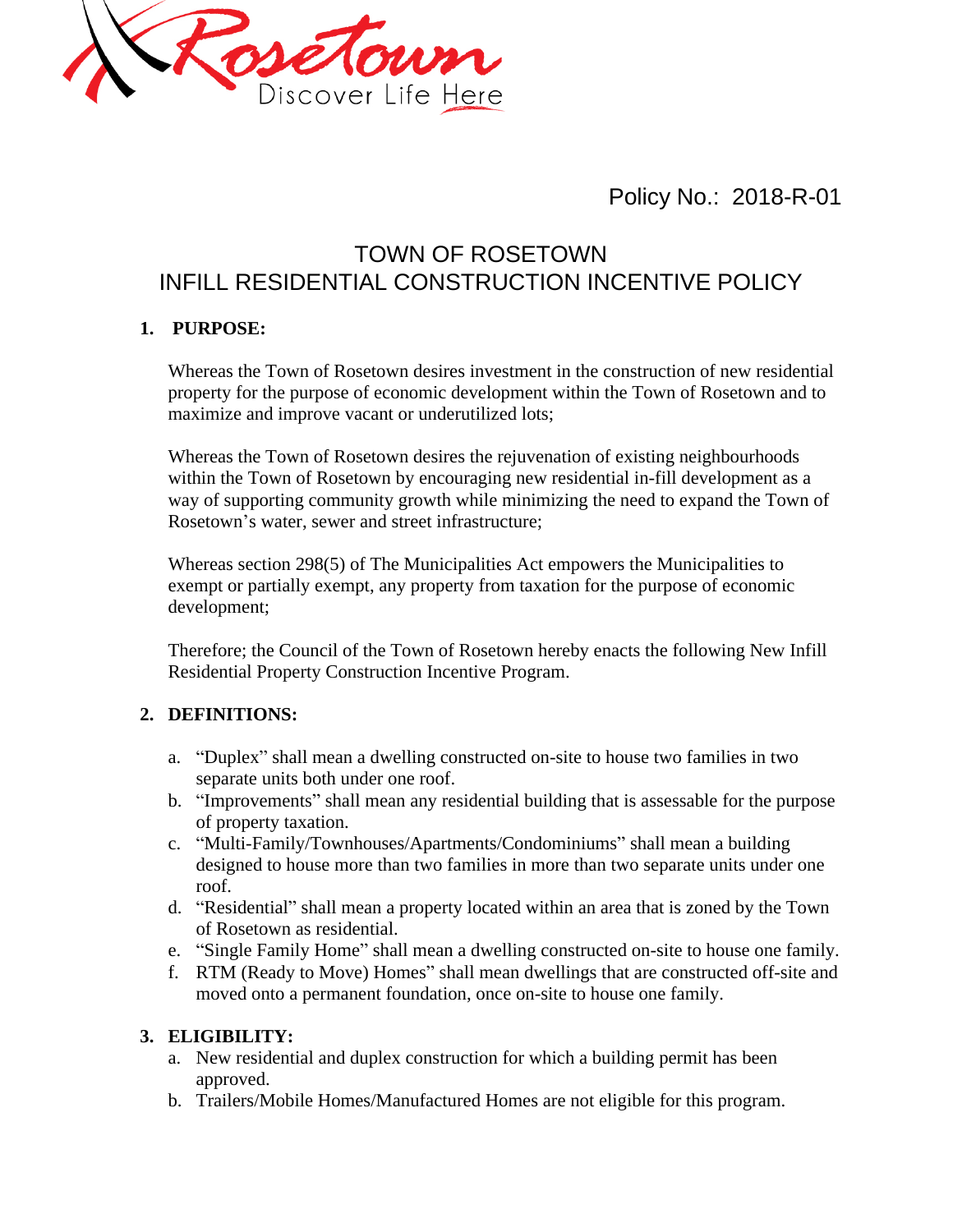Rosetown
Discover Life Here

Policy No.: 2018-R-01

# TOWN OF ROSETOWN
# INFILL RESIDENTIAL CONSTRUCTION INCENTIVE POLICY

## 1. PURPOSE:

Whereas the Town of Rosetown desires investment in the construction of new residential property for the purpose of economic development within the Town of Rosetown and to maximize and improve vacant or underutilized lots;

Whereas the Town of Rosetown desires the rejuvenation of existing neighbourhoods within the Town of Rosetown by encouraging new residential in-fill development as a way of supporting community growth while minimizing the need to expand the Town of Rosetown's water, sewer and street infrastructure;

Whereas section 298(5) of The Municipalities Act empowers the Municipalities to exempt or partially exempt, any property from taxation for the purpose of economic development;

Therefore; the Council of the Town of Rosetown hereby enacts the following New Infill Residential Property Construction Incentive Program.

## 2. DEFINITIONS:

a. "Duplex" shall mean a dwelling constructed on-site to house two families in two separate units both under one roof.
b. "Improvements" shall mean any residential building that is assessable for the purpose of property taxation.
c. "Multi-Family/Townhouses/Apartments/Condominiums" shall mean a building designed to house more than two families in more than two separate units under one roof.
d. "Residential" shall mean a property located within an area that is zoned by the Town of Rosetown as residential.
e. "Single Family Home" shall mean a dwelling constructed on-site to house one family.
f. RTM (Ready to Move) Homes" shall mean dwellings that are constructed off-site and moved onto a permanent foundation, once on-site to house one family.

## 3. ELIGIBILITY:

a. New residential and duplex construction for which a building permit has been approved.
b. Trailers/Mobile Homes/Manufactured Homes are not eligible for this program.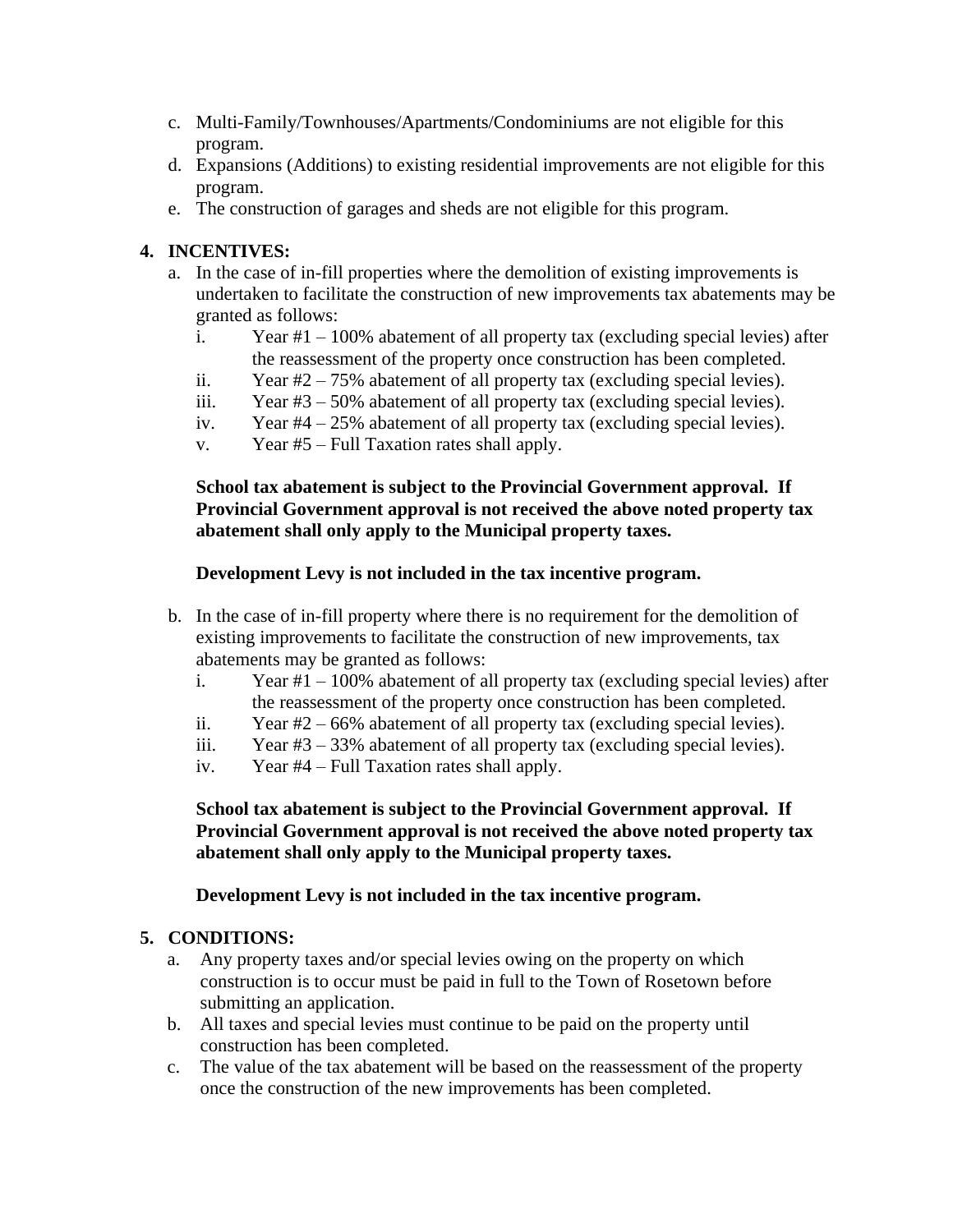c. Multi-Family/Townhouses/Apartments/Condominiums are not eligible for this program.

d. Expansions (Additions) to existing residential improvements are not eligible for this program.

e. The construction of garages and sheds are not eligible for this program.

**4. INCENTIVES:**

a. In the case of in-fill properties where the demolition of existing improvements is undertaken to facilitate the construction of new improvements tax abatements may be granted as follows:

   i. Year #1 – 100% abatement of all property tax (excluding special levies) after the reassessment of the property once construction has been completed.

   ii. Year #2 – 75% abatement of all property tax (excluding special levies).

   iii. Year #3 – 50% abatement of all property tax (excluding special levies).

   iv. Year #4 – 25% abatement of all property tax (excluding special levies).

   v. Year #5 – Full Taxation rates shall apply.

   **School tax abatement is subject to the Provincial Government approval. If Provincial Government approval is not received the above noted property tax abatement shall only apply to the Municipal property taxes.**

   **Development Levy is not included in the tax incentive program.**

b. In the case of in-fill property where there is no requirement for the demolition of existing improvements to facilitate the construction of new improvements, tax abatements may be granted as follows:

   i. Year #1 – 100% abatement of all property tax (excluding special levies) after the reassessment of the property once construction has been completed.

   ii. Year #2 – 66% abatement of all property tax (excluding special levies).

   iii. Year #3 – 33% abatement of all property tax (excluding special levies).

   iv. Year #4 – Full Taxation rates shall apply.

   **School tax abatement is subject to the Provincial Government approval. If Provincial Government approval is not received the above noted property tax abatement shall only apply to the Municipal property taxes.**

   **Development Levy is not included in the tax incentive program.**

**5. CONDITIONS:**

a. Any property taxes and/or special levies owing on the property on which construction is to occur must be paid in full to the Town of Rosetown before submitting an application.

b. All taxes and special levies must continue to be paid on the property until construction has been completed.

c. The value of the tax abatement will be based on the reassessment of the property once the construction of the new improvements has been completed.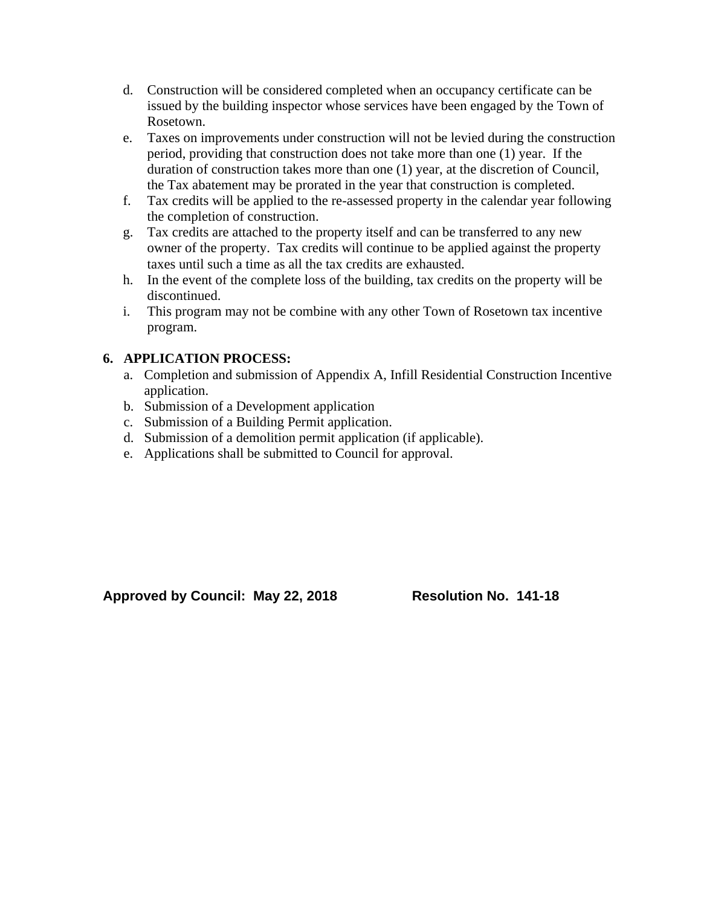d. Construction will be considered completed when an occupancy certificate can be issued by the building inspector whose services have been engaged by the Town of Rosetown.
e. Taxes on improvements under construction will not be levied during the construction period, providing that construction does not take more than one (1) year. If the duration of construction takes more than one (1) year, at the discretion of Council, the Tax abatement may be prorated in the year that construction is completed.
f. Tax credits will be applied to the re-assessed property in the calendar year following the completion of construction.
g. Tax credits are attached to the property itself and can be transferred to any new owner of the property. Tax credits will continue to be applied against the property taxes until such a time as all the tax credits are exhausted.
h. In the event of the complete loss of the building, tax credits on the property will be discontinued.
i. This program may not be combine with any other Town of Rosetown tax incentive program.

**6. APPLICATION PROCESS:**

a. Completion and submission of Appendix A, Infill Residential Construction Incentive application.
b. Submission of a Development application
c. Submission of a Building Permit application.
d. Submission of a demolition permit application (if applicable).
e. Applications shall be submitted to Council for approval.

**Approved by Council: May 22, 2018 Resolution No. 141-18**